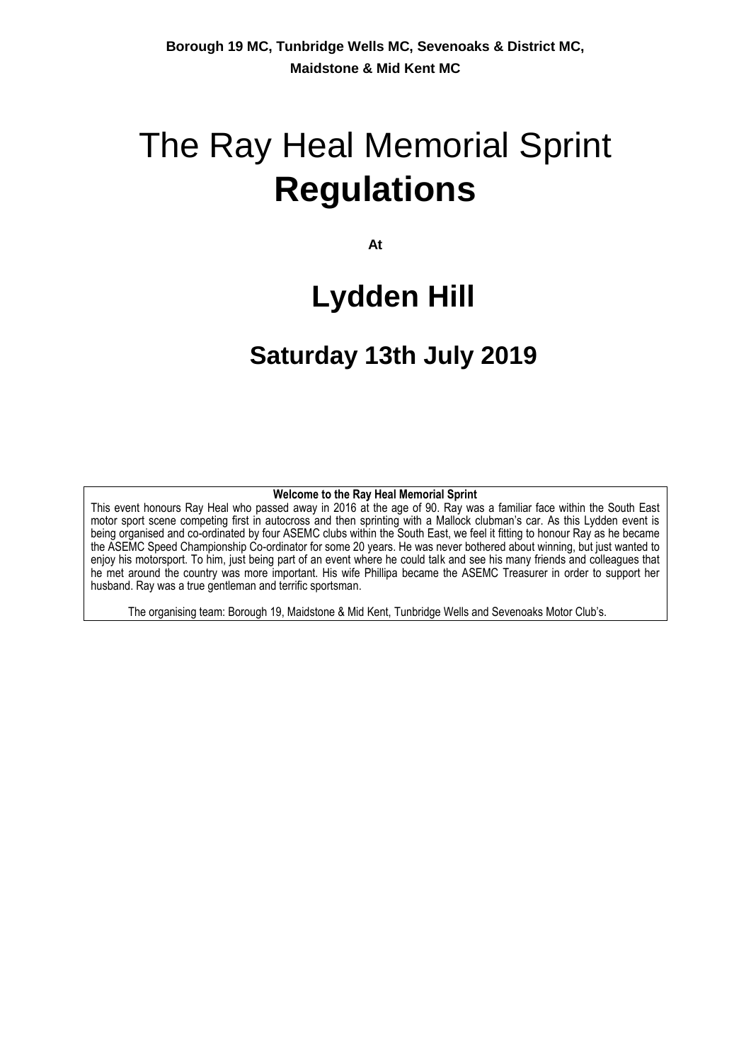**Borough 19 MC, Tunbridge Wells MC, Sevenoaks & District MC, Maidstone & Mid Kent MC**

# The Ray Heal Memorial Sprint **Regulations**

**At**

# Lydden Hill

## Saturday 13th July 2019

**Welcome to the Ray Heal Memorial Sprint**

This event honours Ray Heal who passed away in 2016 at the age of 90. Ray was a familiar face within the South East motor sport scene competing first in autocross and then sprinting with a Mallock clubman's car. As this Lydden event is being organised and co-ordinated by four ASEMC clubs within the South East, we feel it fitting to honour Ray as he became the ASEMC Speed Championship Co-ordinator for some 20 years. He was never bothered about winning, but just wanted to enjoy his motorsport. To him, just being part of an event where he could talk and see his many friends and colleagues that he met around the country was more important. His wife Phillipa became the ASEMC Treasurer in order to support her husband. Ray was a true gentleman and terrific sportsman.

The organising team: Borough 19, Maidstone & Mid Kent, Tunbridge Wells and Sevenoaks Motor Club's.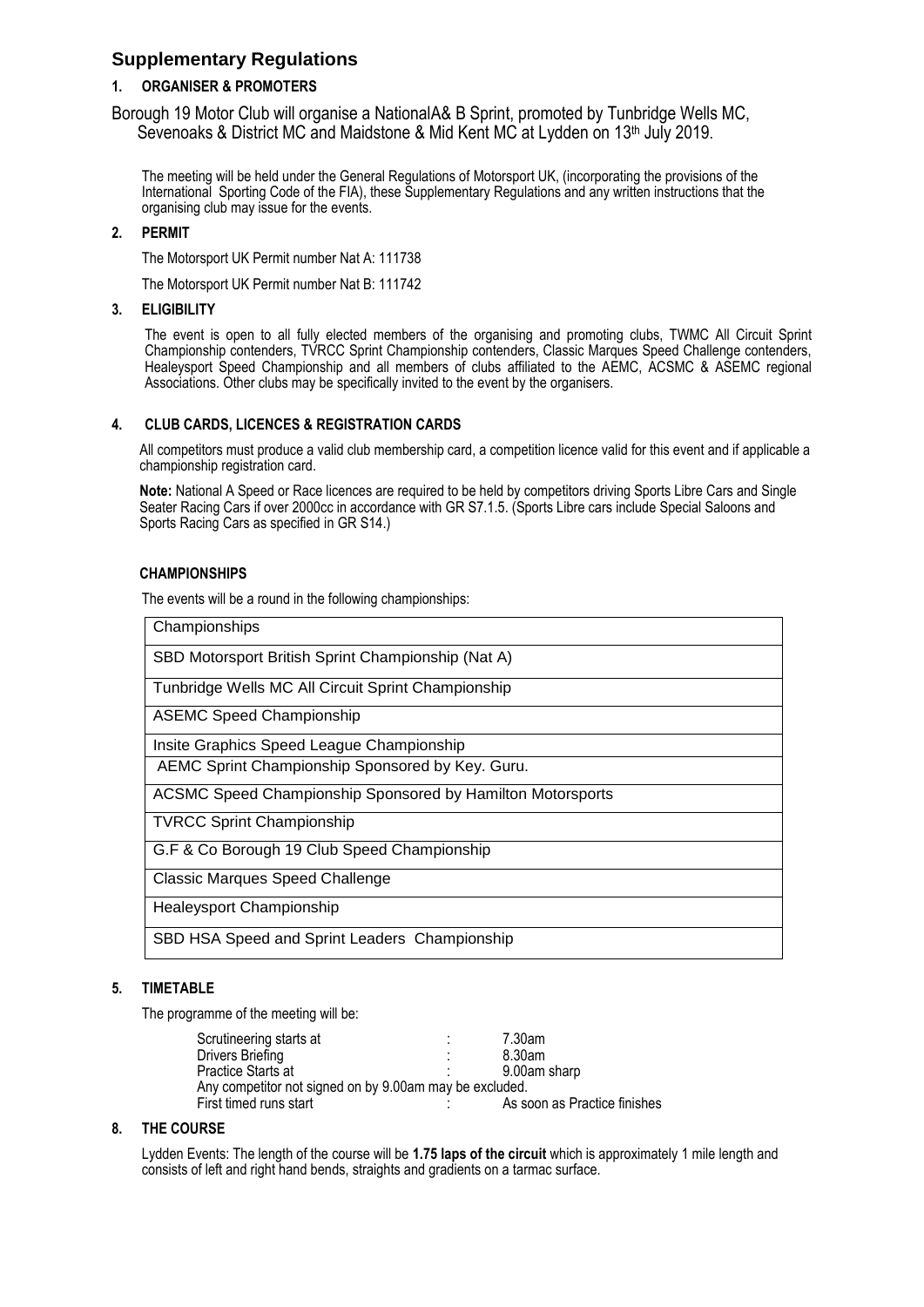## Supplementary Regulations

### 1. ORGANISER & PROMOTERS

Borough 19 Motor Club will organise a NationalA& B Sprint, promoted by Tunbridge Wells MC, Sevenoaks & District MC and Maidstone & Mid Kent MC at Lydden on 13th July 2019.

The meeting will be held under the General Regulations of Motorsport UK, (incorporating the provisions of the International Sporting Code of the FIA), these Supplementary Regulations and any written instructions that the organising club may issue for the events.

### 2. PERMIT

The Motorsport UK Permit number Nat A: 111738

The Motorsport UK Permit number Nat B: 111742

### 3. ELIGIBILITY

The event is open to all fully elected members of the organising and promoting clubs, TWMC All Circuit Sprint Championship contenders, TVRCC Sprint Championship contenders, Classic Marques Speed Challenge contenders, Healeysport Speed Championship and all members of clubs affiliated to the AEMC, ACSMC & ASEMC regional Associations. Other clubs may be specifically invited to the event by the organisers.

### 4. CLUB CARDS, LICENCES & REGISTRATION CARDS

All competitors must produce a valid club membership card, a competition licence valid for this event and if applicable a championship registration card.

**Note:** National A Speed or Race licences are required to be held by competitors driving Sports Libre Cars and Single Seater Racing Cars if over 2000cc in accordance with GR S7.1.5. (Sports Libre cars include Special Saloons and Sports Racing Cars as specified in GR S14.)

### CHAMPIONSHIPS

The events will be a round in the following championships:

| Championships |
|---|
| SBD Motorsport British Sprint Championship (Nat A) |
| Tunbridge Wells MC All Circuit Sprint Championship |
| ASEMC Speed Championship |
| Insite Graphics Speed League Championship |
| AEMC Sprint Championship Sponsored by Key. Guru. |
| ACSMC Speed Championship Sponsored by Hamilton Motorsports |
| TVRCC Sprint Championship |
| G.F & Co Borough 19 Club Speed Championship |
| Classic Marques Speed Challenge |
| Healeysport Championship |
| SBD HSA Speed and Sprint Leaders Championship |

### 5. TIMETABLE

The programme of the meeting will be:

| | | |
|---|---|---|
| Scrutineering starts at | : | 7.30am |
| Drivers Briefing | : | 8.30am |
| Practice Starts at | : | 9.00am sharp |
| Any competitor not signed on by 9.00am may be excluded. | | |
| First timed runs start | : | As soon as Practice finishes |

### 8. THE COURSE

Lydden Events: The length of the course will be **1.75 laps of the circuit** which is approximately 1 mile length and consists of left and right hand bends, straights and gradients on a tarmac surface.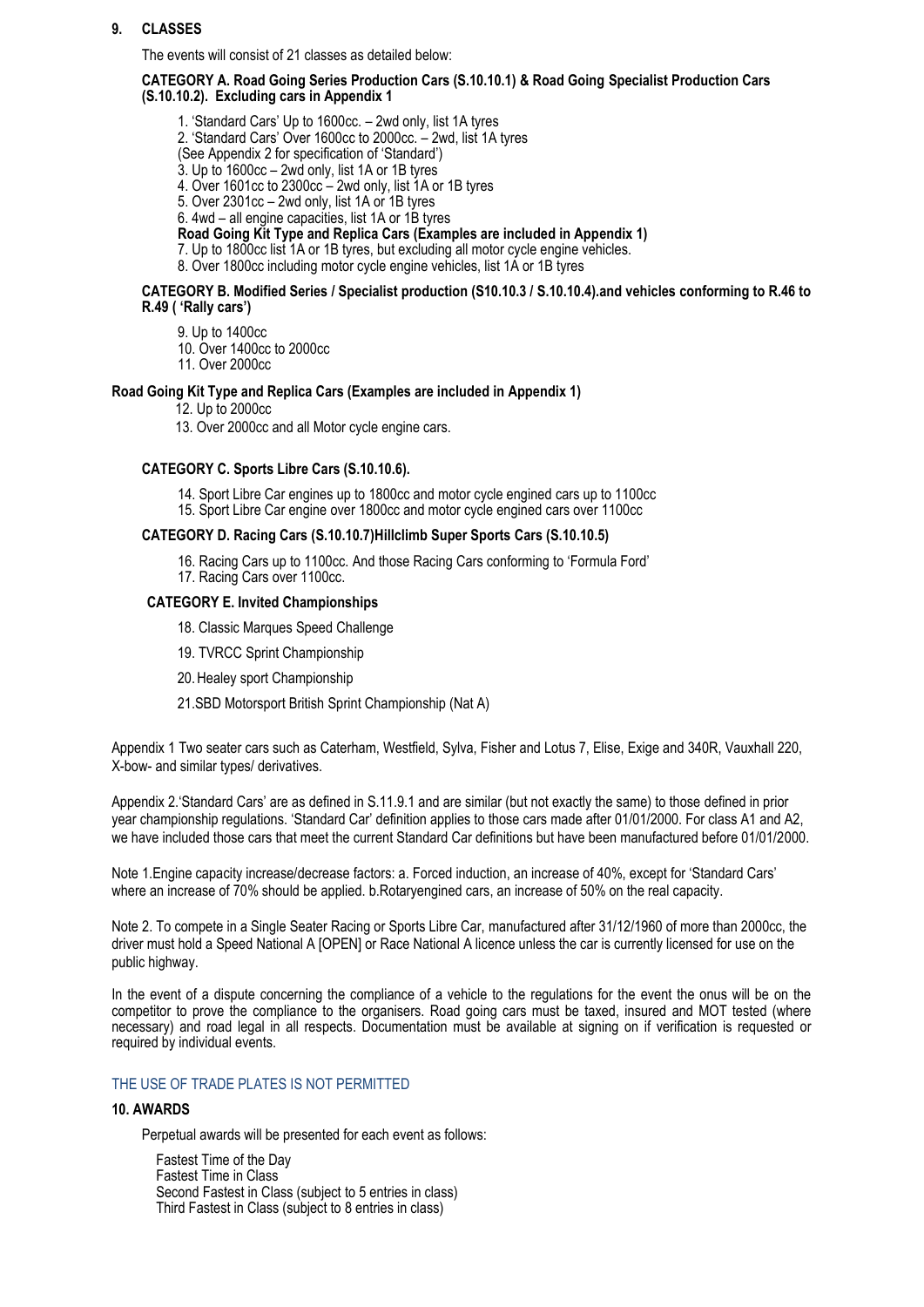## 9. CLASSES

The events will consist of 21 classes as detailed below:

**CATEGORY A. Road Going Series Production Cars (S.10.10.1) & Road Going Specialist Production Cars (S.10.10.2). Excluding cars in Appendix 1**

1. 'Standard Cars' Up to 1600cc. – 2wd only, list 1A tyres
2. 'Standard Cars' Over 1600cc to 2000cc. – 2wd, list 1A tyres

(See Appendix 2 for specification of 'Standard')

3. Up to 1600cc – 2wd only, list 1A or 1B tyres
4. Over 1601cc to 2300cc – 2wd only, list 1A or 1B tyres
5. Over 2301cc – 2wd only, list 1A or 1B tyres
6. 4wd – all engine capacities, list 1A or 1B tyres

**Road Going Kit Type and Replica Cars (Examples are included in Appendix 1)**

7. Up to 1800cc list 1A or 1B tyres, but excluding all motor cycle engine vehicles.
8. Over 1800cc including motor cycle engine vehicles, list 1A or 1B tyres

**CATEGORY B. Modified Series / Specialist production (S10.10.3 / S.10.10.4).and vehicles conforming to R.46 to R.49 ( 'Rally cars')**

9. Up to 1400cc
10. Over 1400cc to 2000cc
11. Over 2000cc

**Road Going Kit Type and Replica Cars (Examples are included in Appendix 1)**

12. Up to 2000cc
13. Over 2000cc and all Motor cycle engine cars.

**CATEGORY C. Sports Libre Cars (S.10.10.6).**

14. Sport Libre Car engines up to 1800cc and motor cycle engined cars up to 1100cc
15. Sport Libre Car engine over 1800cc and motor cycle engined cars over 1100cc

**CATEGORY D. Racing Cars (S.10.10.7)Hillclimb Super Sports Cars (S.10.10.5)**

16. Racing Cars up to 1100cc. And those Racing Cars conforming to 'Formula Ford'
17. Racing Cars over 1100cc.

**CATEGORY E. Invited Championships**

18. Classic Marques Speed Challenge
19. TVRCC Sprint Championship
20. Healey sport Championship
21. SBD Motorsport British Sprint Championship (Nat A)

Appendix 1 Two seater cars such as Caterham, Westfield, Sylva, Fisher and Lotus 7, Elise, Exige and 340R, Vauxhall 220, X-bow- and similar types/ derivatives.

Appendix 2.'Standard Cars' are as defined in S.11.9.1 and are similar (but not exactly the same) to those defined in prior year championship regulations. 'Standard Car' definition applies to those cars made after 01/01/2000. For class A1 and A2, we have included those cars that meet the current Standard Car definitions but have been manufactured before 01/01/2000.

Note 1.Engine capacity increase/decrease factors: a. Forced induction, an increase of 40%, except for 'Standard Cars' where an increase of 70% should be applied. b.Rotaryengined cars, an increase of 50% on the real capacity.

Note 2. To compete in a Single Seater Racing or Sports Libre Car, manufactured after 31/12/1960 of more than 2000cc, the driver must hold a Speed National A [OPEN] or Race National A licence unless the car is currently licensed for use on the public highway.

In the event of a dispute concerning the compliance of a vehicle to the regulations for the event the onus will be on the competitor to prove the compliance to the organisers. Road going cars must be taxed, insured and MOT tested (where necessary) and road legal in all respects. Documentation must be available at signing on if verification is requested or required by individual events.

THE USE OF TRADE PLATES IS NOT PERMITTED

## 10. AWARDS

Perpetual awards will be presented for each event as follows:

Fastest Time of the Day
Fastest Time in Class
Second Fastest in Class (subject to 5 entries in class)
Third Fastest in Class (subject to 8 entries in class)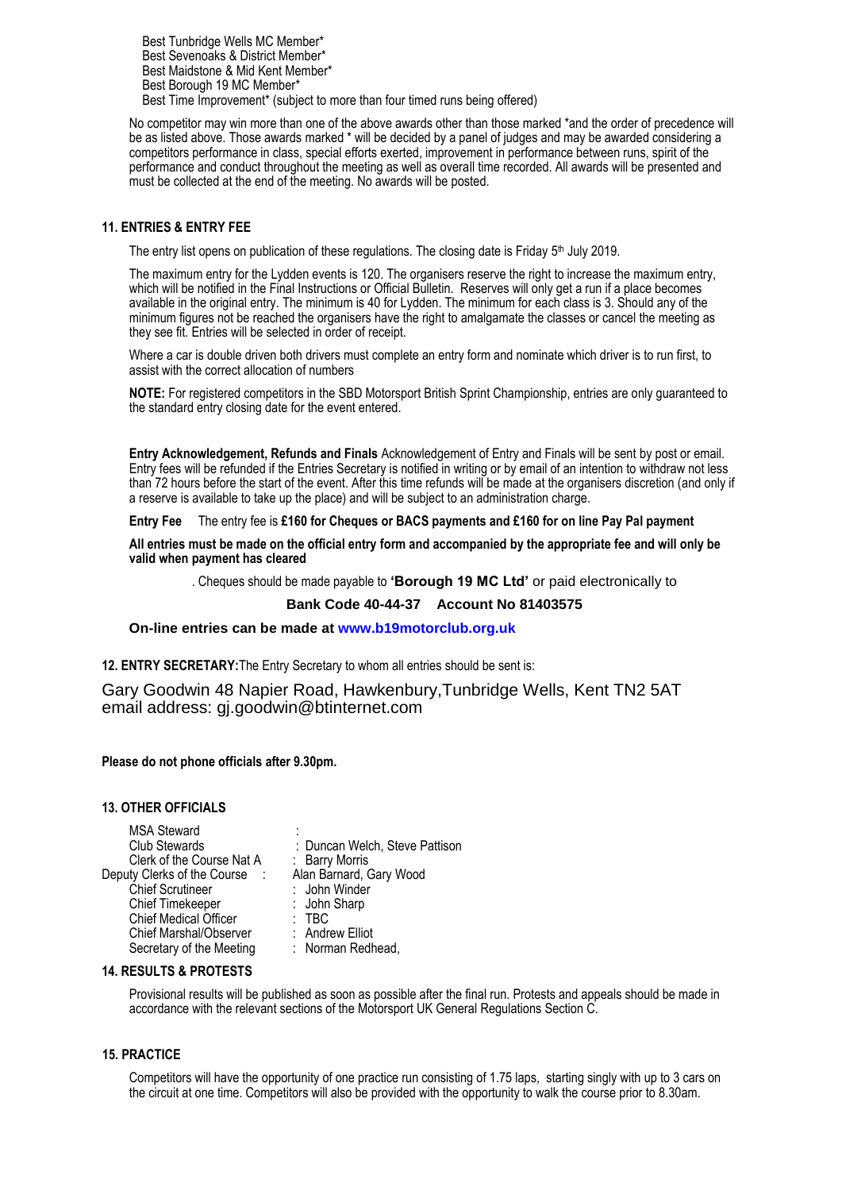Best Tunbridge Wells MC Member*
Best Sevenoaks & District Member*
Best Maidstone & Mid Kent Member*
Best Borough 19 MC Member*
Best Time Improvement* (subject to more than four timed runs being offered)

No competitor may win more than one of the above awards other than those marked *and the order of precedence will be as listed above. Those awards marked * will be decided by a panel of judges and may be awarded considering a competitors performance in class, special efforts exerted, improvement in performance between runs, spirit of the performance and conduct throughout the meeting as well as overall time recorded. All awards will be presented and must be collected at the end of the meeting. No awards will be posted.

### 11. ENTRIES & ENTRY FEE

The entry list opens on publication of these regulations. The closing date is Friday 5th July 2019.

The maximum entry for the Lydden events is 120. The organisers reserve the right to increase the maximum entry, which will be notified in the Final Instructions or Official Bulletin. Reserves will only get a run if a place becomes available in the original entry. The minimum is 40 for Lydden. The minimum for each class is 3. Should any of the minimum figures not be reached the organisers have the right to amalgamate the classes or cancel the meeting as they see fit. Entries will be selected in order of receipt.

Where a car is double driven both drivers must complete an entry form and nominate which driver is to run first, to assist with the correct allocation of numbers

**NOTE:** For registered competitors in the SBD Motorsport British Sprint Championship, entries are only guaranteed to the standard entry closing date for the event entered.

**Entry Acknowledgement, Refunds and Finals** Acknowledgement of Entry and Finals will be sent by post or email. Entry fees will be refunded if the Entries Secretary is notified in writing or by email of an intention to withdraw not less than 72 hours before the start of the event. After this time refunds will be made at the organisers discretion (and only if a reserve is available to take up the place) and will be subject to an administration charge.

**Entry Fee** The entry fee is **£160 for Cheques or BACS payments and £160 for on line Pay Pal payment**

**All entries must be made on the official entry form and accompanied by the appropriate fee and will only be valid when payment has cleared**

. Cheques should be made payable to **'Borough 19 MC Ltd'** or paid electronically to

**Bank Code 40-44-37 Account No 81403575**

**On-line entries can be made at www.b19motorclub.org.uk**

### 12. ENTRY SECRETARY:

The Entry Secretary to whom all entries should be sent is:

Gary Goodwin 48 Napier Road, Hawkenbury,Tunbridge Wells, Kent TN2 5AT
email address: gj.goodwin@btinternet.com

**Please do not phone officials after 9.30pm.**

### 13. OTHER OFFICIALS

| | |
|---|---|
| MSA Steward | : |
| Club Stewards | : Duncan Welch, Steve Pattison |
| Clerk of the Course Nat A | : Barry Morris |
| Deputy Clerks of the Course | : Alan Barnard, Gary Wood |
| Chief Scrutineer | : John Winder |
| Chief Timekeeper | : John Sharp |
| Chief Medical Officer | : TBC |
| Chief Marshal/Observer | : Andrew Elliot |
| Secretary of the Meeting | : Norman Redhead, |

### 14. RESULTS & PROTESTS

Provisional results will be published as soon as possible after the final run. Protests and appeals should be made in accordance with the relevant sections of the Motorsport UK General Regulations Section C.

### 15. PRACTICE

Competitors will have the opportunity of one practice run consisting of 1.75 laps, starting singly with up to 3 cars on the circuit at one time. Competitors will also be provided with the opportunity to walk the course prior to 8.30am.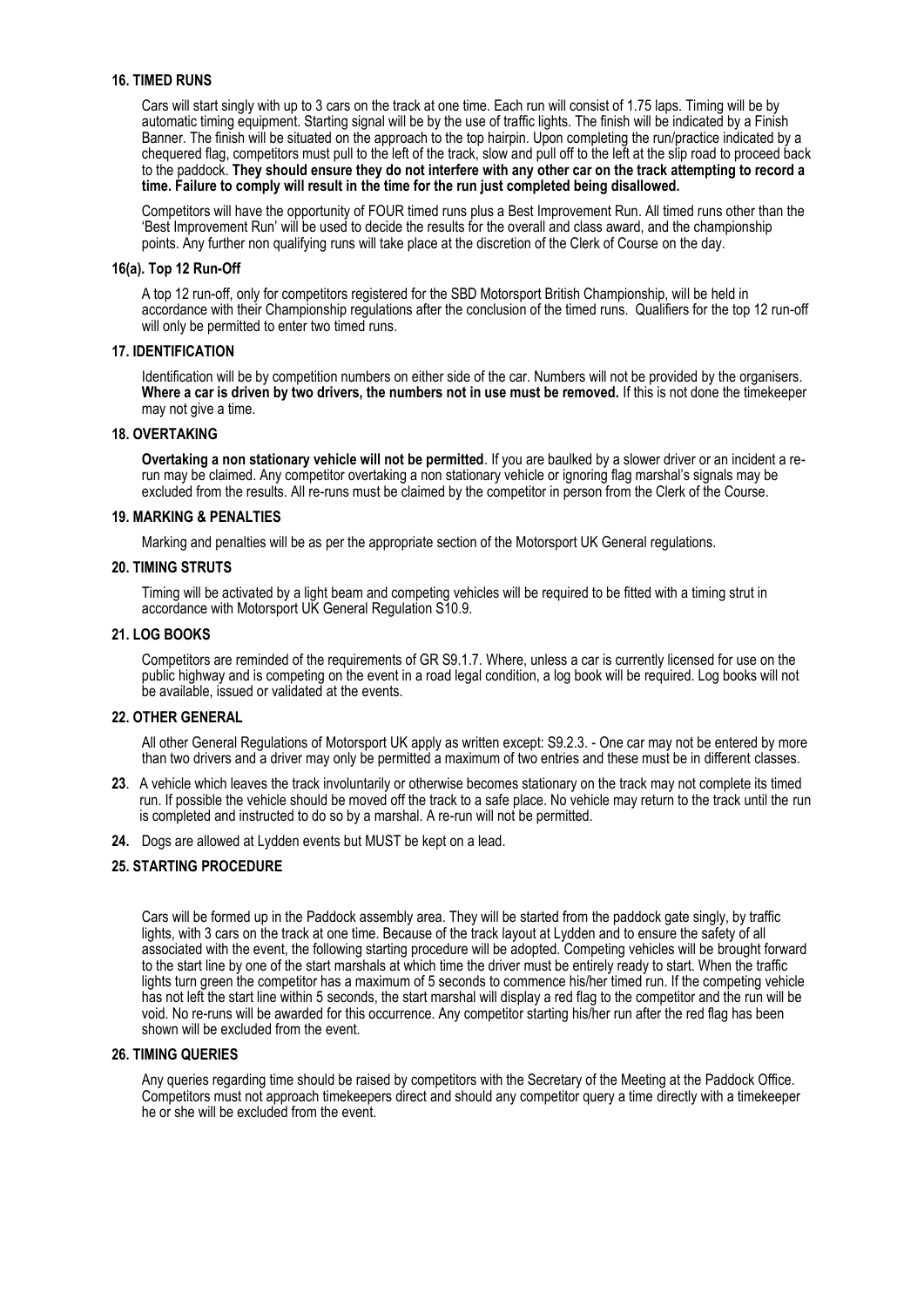### 16. TIMED RUNS

Cars will start singly with up to 3 cars on the track at one time. Each run will consist of 1.75 laps. Timing will be by automatic timing equipment. Starting signal will be by the use of traffic lights. The finish will be indicated by a Finish Banner. The finish will be situated on the approach to the top hairpin. Upon completing the run/practice indicated by a chequered flag, competitors must pull to the left of the track, slow and pull off to the left at the slip road to proceed back to the paddock. **They should ensure they do not interfere with any other car on the track attempting to record a time. Failure to comply will result in the time for the run just completed being disallowed.**

Competitors will have the opportunity of FOUR timed runs plus a Best Improvement Run. All timed runs other than the 'Best Improvement Run' will be used to decide the results for the overall and class award, and the championship points. Any further non qualifying runs will take place at the discretion of the Clerk of Course on the day.

### 16(a). Top 12 Run-Off

A top 12 run-off, only for competitors registered for the SBD Motorsport British Championship, will be held in accordance with their Championship regulations after the conclusion of the timed runs. Qualifiers for the top 12 run-off will only be permitted to enter two timed runs.

### 17. IDENTIFICATION

Identification will be by competition numbers on either side of the car. Numbers will not be provided by the organisers. **Where a car is driven by two drivers, the numbers not in use must be removed.** If this is not done the timekeeper may not give a time.

### 18. OVERTAKING

**Overtaking a non stationary vehicle will not be permitted**. If you are baulked by a slower driver or an incident a re-run may be claimed. Any competitor overtaking a non stationary vehicle or ignoring flag marshal's signals may be excluded from the results. All re-runs must be claimed by the competitor in person from the Clerk of the Course.

### 19. MARKING & PENALTIES

Marking and penalties will be as per the appropriate section of the Motorsport UK General regulations.

### 20. TIMING STRUTS

Timing will be activated by a light beam and competing vehicles will be required to be fitted with a timing strut in accordance with Motorsport UK General Regulation S10.9.

### 21. LOG BOOKS

Competitors are reminded of the requirements of GR S9.1.7. Where, unless a car is currently licensed for use on the public highway and is competing on the event in a road legal condition, a log book will be required. Log books will not be available, issued or validated at the events.

### 22. OTHER GENERAL

All other General Regulations of Motorsport UK apply as written except: S9.2.3. - One car may not be entered by more than two drivers and a driver may only be permitted a maximum of two entries and these must be in different classes.

**23**. A vehicle which leaves the track involuntarily or otherwise becomes stationary on the track may not complete its timed run. If possible the vehicle should be moved off the track to a safe place. No vehicle may return to the track until the run is completed and instructed to do so by a marshal. A re-run will not be permitted.

**24.** Dogs are allowed at Lydden events but MUST be kept on a lead.

### 25. STARTING PROCEDURE

Cars will be formed up in the Paddock assembly area. They will be started from the paddock gate singly, by traffic lights, with 3 cars on the track at one time. Because of the track layout at Lydden and to ensure the safety of all associated with the event, the following starting procedure will be adopted. Competing vehicles will be brought forward to the start line by one of the start marshals at which time the driver must be entirely ready to start. When the traffic lights turn green the competitor has a maximum of 5 seconds to commence his/her timed run. If the competing vehicle has not left the start line within 5 seconds, the start marshal will display a red flag to the competitor and the run will be void. No re-runs will be awarded for this occurrence. Any competitor starting his/her run after the red flag has been shown will be excluded from the event.

### 26. TIMING QUERIES

Any queries regarding time should be raised by competitors with the Secretary of the Meeting at the Paddock Office. Competitors must not approach timekeepers direct and should any competitor query a time directly with a timekeeper he or she will be excluded from the event.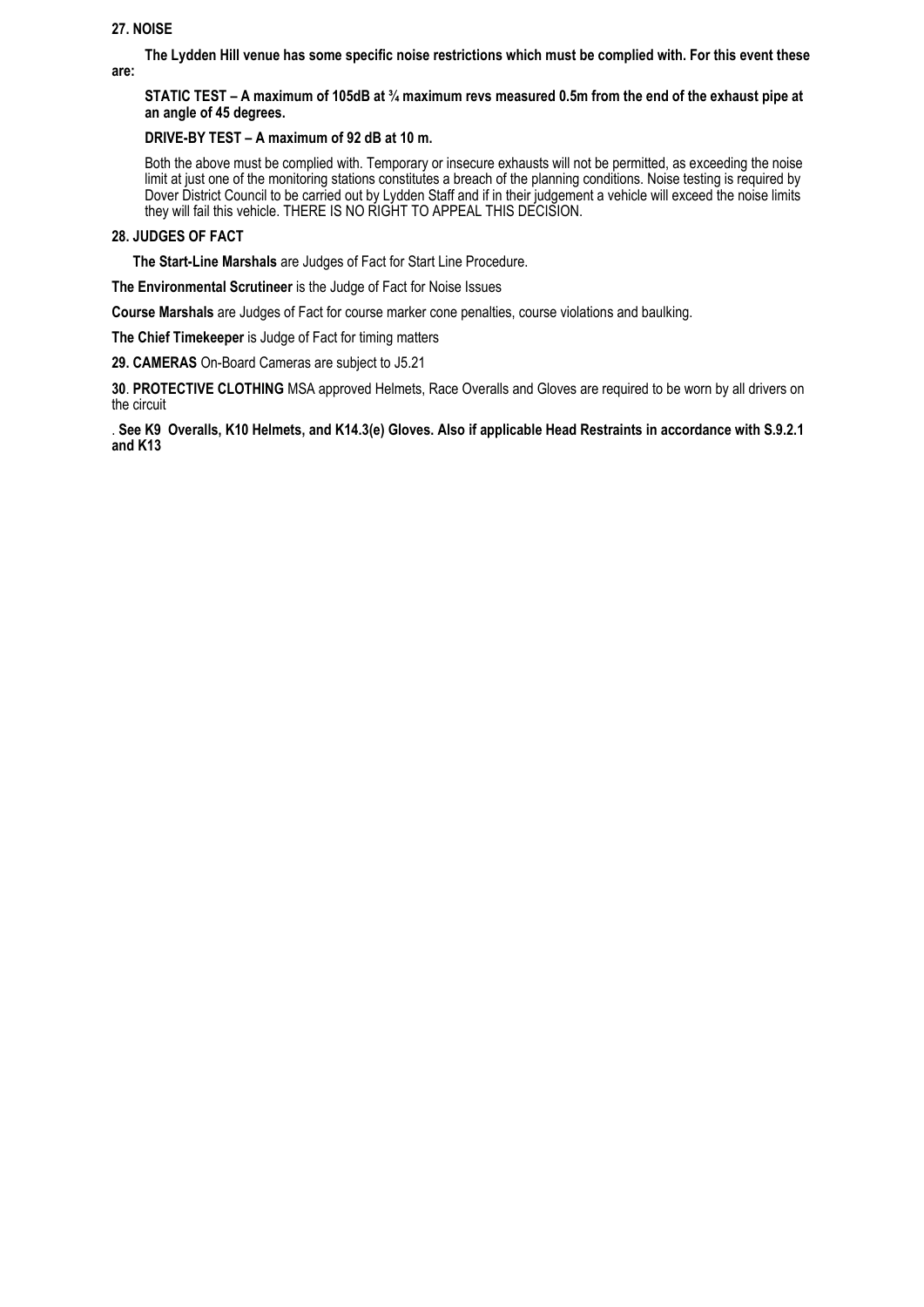**27. NOISE**

**The Lydden Hill venue has some specific noise restrictions which must be complied with. For this event these are:**

**STATIC TEST – A maximum of 105dB at ¾ maximum revs measured 0.5m from the end of the exhaust pipe at an angle of 45 degrees.**

**DRIVE-BY TEST – A maximum of 92 dB at 10 m.**

Both the above must be complied with. Temporary or insecure exhausts will not be permitted, as exceeding the noise limit at just one of the monitoring stations constitutes a breach of the planning conditions. Noise testing is required by Dover District Council to be carried out by Lydden Staff and if in their judgement a vehicle will exceed the noise limits they will fail this vehicle. THERE IS NO RIGHT TO APPEAL THIS DECISION.

**28. JUDGES OF FACT**

**The Start-Line Marshals** are Judges of Fact for Start Line Procedure.

**The Environmental Scrutineer** is the Judge of Fact for Noise Issues

**Course Marshals** are Judges of Fact for course marker cone penalties, course violations and baulking.

**The Chief Timekeeper** is Judge of Fact for timing matters

**29. CAMERAS** On-Board Cameras are subject to J5.21

**30**. **PROTECTIVE CLOTHING** MSA approved Helmets, Race Overalls and Gloves are required to be worn by all drivers on the circuit

. **See K9 Overalls, K10 Helmets, and K14.3(e) Gloves. Also if applicable Head Restraints in accordance with S.9.2.1 and K13**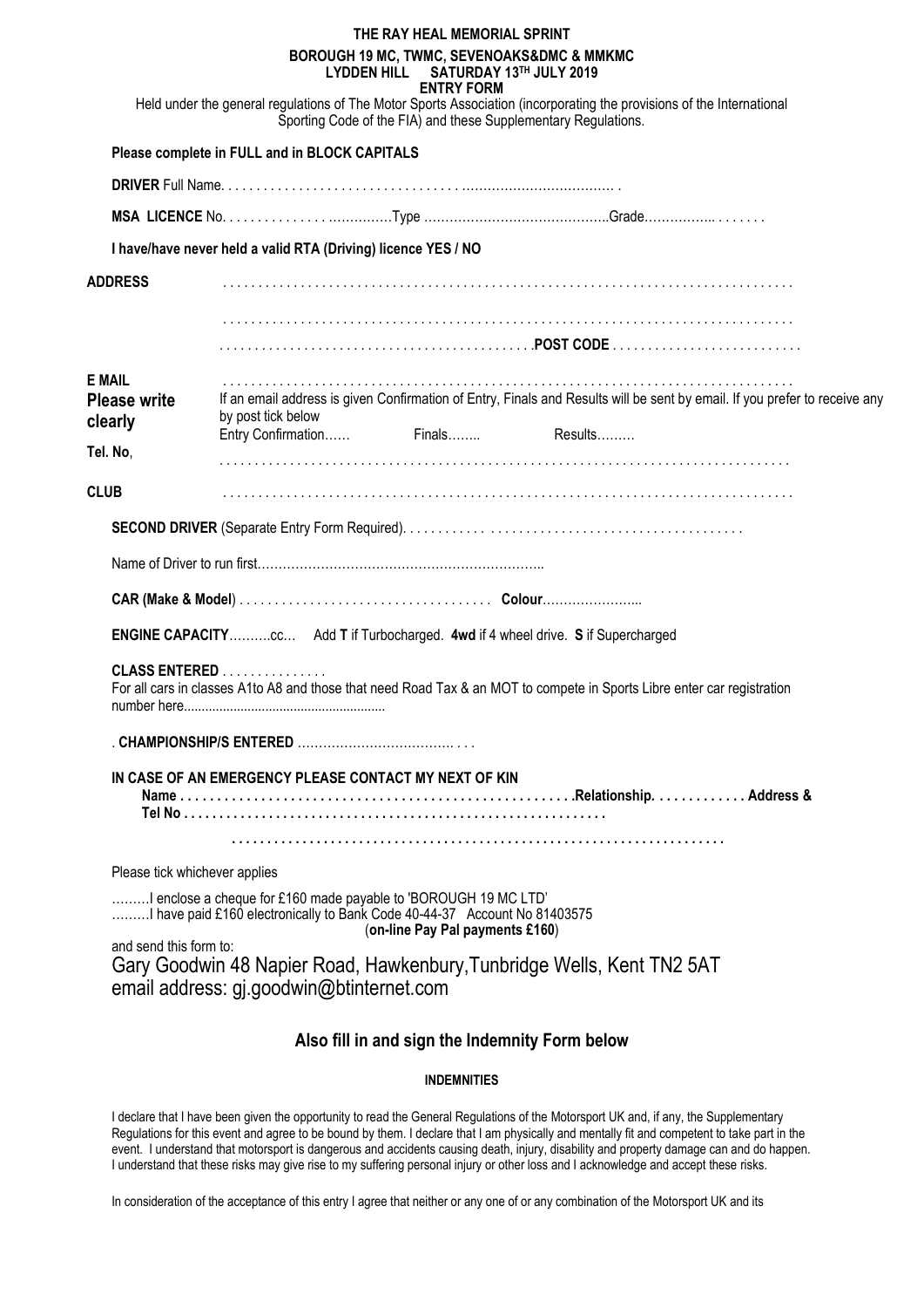# THE RAY HEAL MEMORIAL SPRINT

**BOROUGH 19 MC, TWMC, SEVENOAKS&DMC & MMKMC**
**LYDDEN HILL SATURDAY 13TH JULY 2019**
**ENTRY FORM**

Held under the general regulations of The Motor Sports Association (incorporating the provisions of the International Sporting Code of the FIA) and these Supplementary Regulations.

**Please complete in FULL and in BLOCK CAPITALS**

**DRIVER** Full Name. . . . . . . . . . . . . . . . . . . . . . . . . . . . . . . . . .................................... .

**MSA LICENCE** No. . . . . . . . . . . . . . . ..............Type ...........................................Grade................. . . . . . .

**I have/have never held a valid RTA (Driving) licence YES / NO**

**ADDRESS** . . . . . . . . . . . . . . . . . . . . . . . . . . . . . . . . . . . . . . . . . . . . . . . . . . . . . . . . . . . . . . . . . . . . . . . . . . . . .

. . . . . . . . . . . . . . . . . . . . . . . . . . . . . . . . . . . . . . . . . . . . . . . . . . . . . . . . . . . . . . . . . . . . . . . . . . . . .

. . . . . . . . . . . . . . . . . . . . . . . . . . . . . . . . . . . . . . . . . . . .**POST CODE** . . . . . . . . . . . . . . . . . . . . . . . . . .

**E MAIL** . . . . . . . . . . . . . . . . . . . . . . . . . . . . . . . . . . . . . . . . . . . . . . . . . . . . . . . . . . . . . . . . . . . . . . . . . . . . .

**Please write clearly**

If an email address is given Confirmation of Entry, Finals and Results will be sent by email. If you prefer to receive any by post tick below
Entry Confirmation...... Finals........ Results.........

**Tel. No**, . . . . . . . . . . . . . . . . . . . . . . . . . . . . . . . . . . . . . . . . . . . . . . . . . . . . . . . . . . . . . . . . . . . . . . . . . . . . .

**CLUB** . . . . . . . . . . . . . . . . . . . . . . . . . . . . . . . . . . . . . . . . . . . . . . . . . . . . . . . . . . . . . . . . . . . . . . . . . . . . . .

**SECOND DRIVER** (Separate Entry Form Required). . . . . . . . . . . . . . . . . . . . . . . . . . . . . . . . . . . . . . . . . . . . . . . . .

Name of Driver to run first...................................................................

**CAR (Make & Model**) . . . . . . . . . . . . . . . . . . . . . . . . . . . . . . . . . . . **Colour**........................

**ENGINE CAPACITY**..........cc... Add **T** if Turbocharged. **4wd** if 4 wheel drive. **S** if Supercharged

**CLASS ENTERED** . . . . . . . . . . . . . .
For all cars in classes A1to A8 and those that need Road Tax & an MOT to compete in Sports Libre enter car registration number here.......................................................

. **CHAMPIONSHIP/S ENTERED** ..................................... . . .

**IN CASE OF AN EMERGENCY PLEASE CONTACT MY NEXT OF KIN**
**Name . . . . . . . . . . . . . . . . . . . . . . . . . . . . . . . . . . . . . . . . . . . . . . . . . . . .Relationship. . . . . . . . . . . . . Address & Tel No . . . . . . . . . . . . . . . . . . . . . . . . . . . . . . . . . . . . . . . . . . . . . . . . . . . . . . . . . .**

**. . . . . . . . . . . . . . . . . . . . . . . . . . . . . . . . . . . . . . . . . . . . . . . . . . . . . . . . . . . . . . . . . . . . .**

Please tick whichever applies

.........I enclose a cheque for £160 made payable to 'BOROUGH 19 MC LTD'
.........I have paid £160 electronically to Bank Code 40-44-37 Account No 81403575
(**on-line Pay Pal payments £160**)

and send this form to:

Gary Goodwin 48 Napier Road, Hawkenbury,Tunbridge Wells, Kent TN2 5AT
email address: gj.goodwin@btinternet.com

## Also fill in and sign the Indemnity Form below

**INDEMNITIES**

I declare that I have been given the opportunity to read the General Regulations of the Motorsport UK and, if any, the Supplementary Regulations for this event and agree to be bound by them. I declare that I am physically and mentally fit and competent to take part in the event. I understand that motorsport is dangerous and accidents causing death, injury, disability and property damage can and do happen. I understand that these risks may give rise to my suffering personal injury or other loss and I acknowledge and accept these risks.

In consideration of the acceptance of this entry I agree that neither or any one of or any combination of the Motorsport UK and its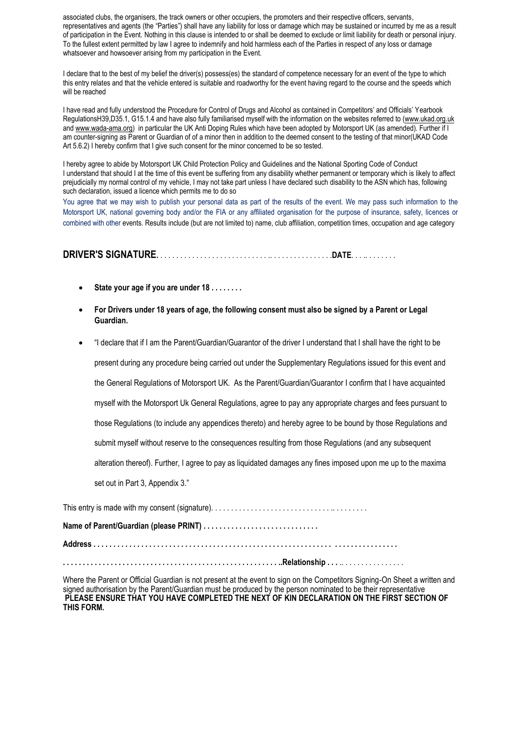associated clubs, the organisers, the track owners or other occupiers, the promoters and their respective officers, servants, representatives and agents (the "Parties") shall have any liability for loss or damage which may be sustained or incurred by me as a result of participation in the Event. Nothing in this clause is intended to or shall be deemed to exclude or limit liability for death or personal injury. To the fullest extent permitted by law I agree to indemnify and hold harmless each of the Parties in respect of any loss or damage whatsoever and howsoever arising from my participation in the Event.

I declare that to the best of my belief the driver(s) possess(es) the standard of competence necessary for an event of the type to which this entry relates and that the vehicle entered is suitable and roadworthy for the event having regard to the course and the speeds which will be reached

I have read and fully understood the Procedure for Control of Drugs and Alcohol as contained in Competitors' and Officials' Yearbook RegulationsH39,D35.1, G15.1.4 and have also fully familiarised myself with the information on the websites referred to (www.ukad.org.uk and www.wada-ama.org) in particular the UK Anti Doping Rules which have been adopted by Motorsport UK (as amended). Further if I am counter-signing as Parent or Guardian of of a minor then in addition to the deemed consent to the testing of that minor(UKAD Code Art 5.6.2) I hereby confirm that I give such consent for the minor concerned to be so tested.

I hereby agree to abide by Motorsport UK Child Protection Policy and Guidelines and the National Sporting Code of Conduct
I understand that should I at the time of this event be suffering from any disability whether permanent or temporary which is likely to affect prejudicially my normal control of my vehicle, I may not take part unless I have declared such disability to the ASN which has, following such declaration, issued a licence which permits me to do so

You agree that we may wish to publish your personal data as part of the results of the event. We may pass such information to the Motorsport UK, national governing body and/or the FIA or any affiliated organisation for the purpose of insurance, safety, licences or combined with other events. Results include (but are not limited to) name, club affiliation, competition times, occupation and age category

**DRIVER'S SIGNATURE**. . . . . . . . . . . . . . . . . . . . . . . . . . . . .. . . . . . . . . . . . . . . . .**DATE**. . . .. . . . . . . .

- **State your age if you are under 18 . . . . . . . .**
- **For Drivers under 18 years of age, the following consent must also be signed by a Parent or Legal Guardian.**
- "I declare that if I am the Parent/Guardian/Guarantor of the driver I understand that I shall have the right to be present during any procedure being carried out under the Supplementary Regulations issued for this event and the General Regulations of Motorsport UK. As the Parent/Guardian/Guarantor I confirm that I have acquainted myself with the Motorsport Uk General Regulations, agree to pay any appropriate charges and fees pursuant to those Regulations (to include any appendices thereto) and hereby agree to be bound by those Regulations and submit myself without reserve to the consequences resulting from those Regulations (and any subsequent alteration thereof). Further, I agree to pay as liquidated damages any fines imposed upon me up to the maxima set out in Part 3, Appendix 3."

This entry is made with my consent (signature). . . . . . . . . . . . . . . . . . . . . . . . . . . . . . . .. . . . . . . . .

**Name of Parent/Guardian (please PRINT) . . . . . . . . . . . . . . . . . . . . . . . . . . . .**

**Address . . . . . . . . . . . . . . . . . . . . . . . . . . . . . . . . . . . . . . . . . . . . . . . . . . . . . . . . . . . . . . . . . . . . . . . . .**

**. . . . . . . . . . . . . . . . . . . . . . . . . . . . . . . . . . . . . . . . . . . . . . . . . . . . . ..Relationship** . . . .. . . . . . . . . . . . . . . .

Where the Parent or Official Guardian is not present at the event to sign on the Competitors Signing-On Sheet a written and signed authorisation by the Parent/Guardian must be produced by the person nominated to be their representative
**PLEASE ENSURE THAT YOU HAVE COMPLETED THE NEXT OF KIN DECLARATION ON THE FIRST SECTION OF THIS FORM.**